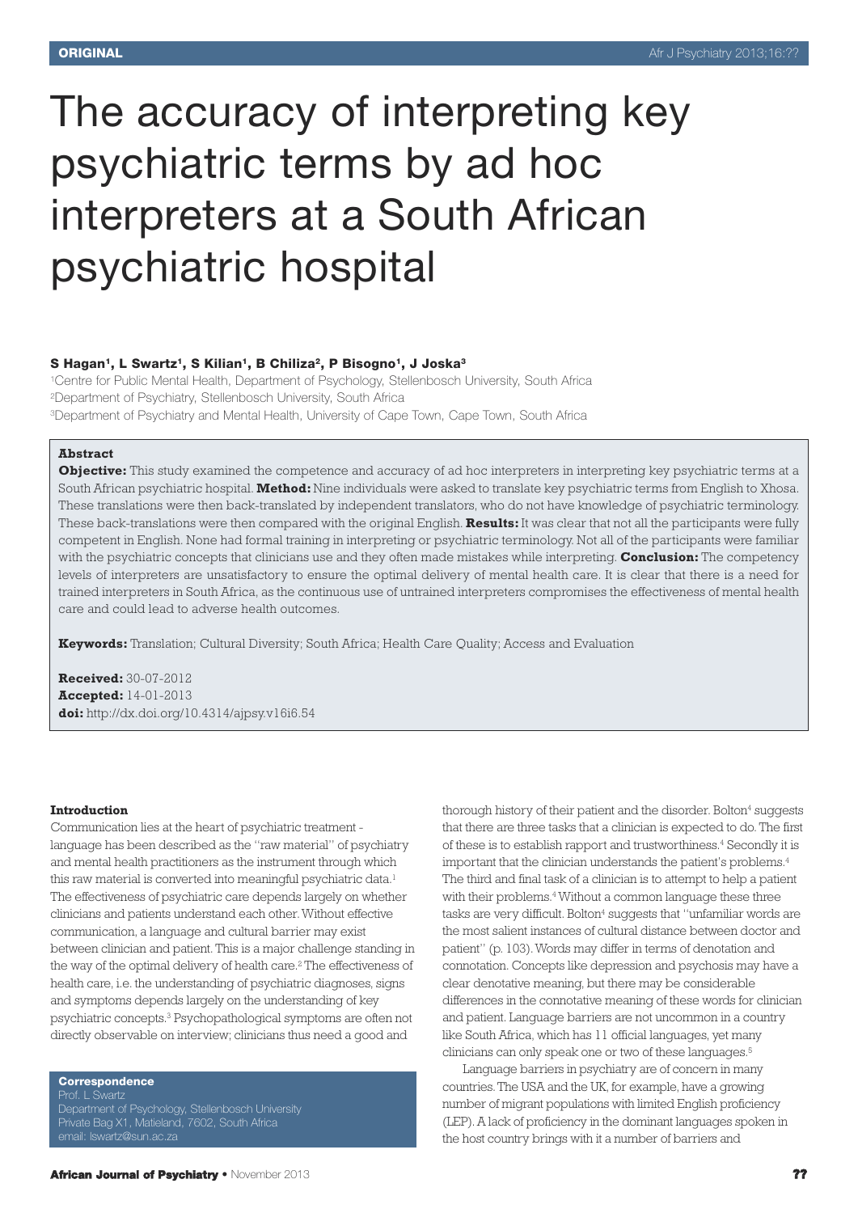ORIGINAL

# The accuracy of interpreting key psychiatric terms by ad hoc interpreters at a South African psychiatric hospital

**S Hagan[1], L Swartz[1], S Kilian[1], B Chiliza[2], P Bisogno[1], J Joska[3]**

[1]Centre for Public Mental Health, Department of Psychology, Stellenbosch University, South Africa
[2]Department of Psychiatry, Stellenbosch University, South Africa
[3]Department of Psychiatry and Mental Health, University of Cape Town, Cape Town, South Africa

**Abstract**

**Objective:** This study examined the competence and accuracy of ad hoc interpreters in interpreting key psychiatric terms at a South African psychiatric hospital. **Method:** Nine individuals were asked to translate key psychiatric terms from English to Xhosa. These translations were then back-translated by independent translators, who do not have knowledge of psychiatric terminology. These back-translations were then compared with the original English. **Results:** It was clear that not all the participants were fully competent in English. None had formal training in interpreting or psychiatric terminology. Not all of the participants were familiar with the psychiatric concepts that clinicians use and they often made mistakes while interpreting. **Conclusion:** The competency levels of interpreters are unsatisfactory to ensure the optimal delivery of mental health care. It is clear that there is a need for trained interpreters in South Africa, as the continuous use of untrained interpreters compromises the effectiveness of mental health care and could lead to adverse health outcomes.

**Keywords:** Translation; Cultural Diversity; South Africa; Health Care Quality; Access and Evaluation

**Received:** 30-07-2012
**Accepted:** 14-01-2013
**doi:** http://dx.doi.org/10.4314/ajpsy.v16i6.54

#### Introduction

Communication lies at the heart of psychiatric treatment - language has been described as the "raw material" of psychiatry and mental health practitioners as the instrument through which this raw material is converted into meaningful psychiatric data.[1] The effectiveness of psychiatric care depends largely on whether clinicians and patients understand each other. Without effective communication, a language and cultural barrier may exist between clinician and patient. This is a major challenge standing in the way of the optimal delivery of health care.[2] The effectiveness of health care, i.e. the understanding of psychiatric diagnoses, signs and symptoms depends largely on the understanding of key psychiatric concepts.[3] Psychopathological symptoms are often not directly observable on interview; clinicians thus need a good and thorough history of their patient and the disorder. Bolton[4] suggests that there are three tasks that a clinician is expected to do. The first of these is to establish rapport and trustworthiness.[4] Secondly it is important that the clinician understands the patient's problems.[4] The third and final task of a clinician is to attempt to help a patient with their problems.[4] Without a common language these three tasks are very difficult. Bolton[4] suggests that "unfamiliar words are the most salient instances of cultural distance between doctor and patient" (p. 103). Words may differ in terms of denotation and connotation. Concepts like depression and psychosis may have a clear denotative meaning, but there may be considerable differences in the connotative meaning of these words for clinician and patient. Language barriers are not uncommon in a country like South Africa, which has 11 official languages, yet many clinicians can only speak one or two of these languages.[5]

Language barriers in psychiatry are of concern in many countries. The USA and the UK, for example, have a growing number of migrant populations with limited English proficiency (LEP). A lack of proficiency in the dominant languages spoken in the host country brings with it a number of barriers and

**Correspondence**
Prof. L Swartz
Department of Psychology, Stellenbosch University
Private Bag X1, Matieland, 7602, South Africa
email: lswartz@sun.ac.za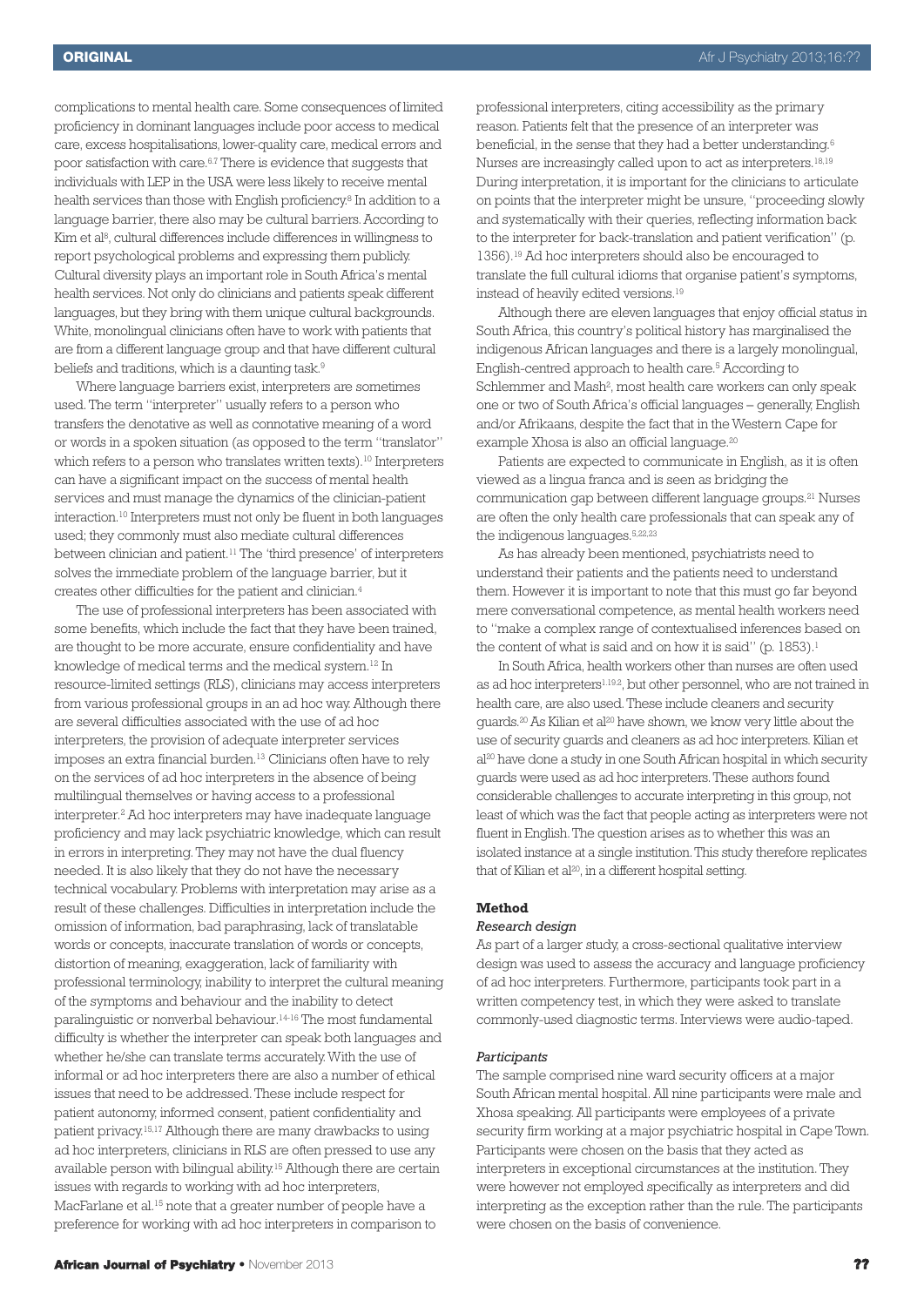complications to mental health care. Some consequences of limited proficiency in dominant languages include poor access to medical care, excess hospitalisations, lower-quality care, medical errors and poor satisfaction with care.[6,7] There is evidence that suggests that individuals with LEP in the USA were less likely to receive mental health services than those with English proficiency.[8] In addition to a language barrier, there also may be cultural barriers. According to Kim et al[8], cultural differences include differences in willingness to report psychological problems and expressing them publicly. Cultural diversity plays an important role in South Africa's mental health services. Not only do clinicians and patients speak different languages, but they bring with them unique cultural backgrounds. White, monolingual clinicians often have to work with patients that are from a different language group and that have different cultural beliefs and traditions, which is a daunting task.[9]

Where language barriers exist, interpreters are sometimes used. The term "interpreter" usually refers to a person who transfers the denotative as well as connotative meaning of a word or words in a spoken situation (as opposed to the term "translator" which refers to a person who translates written texts).[10] Interpreters can have a significant impact on the success of mental health services and must manage the dynamics of the clinician-patient interaction.[10] Interpreters must not only be fluent in both languages used; they commonly must also mediate cultural differences between clinician and patient.[11] The 'third presence' of interpreters solves the immediate problem of the language barrier, but it creates other difficulties for the patient and clinician.[4]

The use of professional interpreters has been associated with some benefits, which include the fact that they have been trained, are thought to be more accurate, ensure confidentiality and have knowledge of medical terms and the medical system.[12] In resource-limited settings (RLS), clinicians may access interpreters from various professional groups in an ad hoc way. Although there are several difficulties associated with the use of ad hoc interpreters, the provision of adequate interpreter services imposes an extra financial burden.[13] Clinicians often have to rely on the services of ad hoc interpreters in the absence of being multilingual themselves or having access to a professional interpreter.[2] Ad hoc interpreters may have inadequate language proficiency and may lack psychiatric knowledge, which can result in errors in interpreting. They may not have the dual fluency needed. It is also likely that they do not have the necessary technical vocabulary. Problems with interpretation may arise as a result of these challenges. Difficulties in interpretation include the omission of information, bad paraphrasing, lack of translatable words or concepts, inaccurate translation of words or concepts, distortion of meaning, exaggeration, lack of familiarity with professional terminology, inability to interpret the cultural meaning of the symptoms and behaviour and the inability to detect paralinguistic or nonverbal behaviour.[14-16] The most fundamental difficulty is whether the interpreter can speak both languages and whether he/she can translate terms accurately. With the use of informal or ad hoc interpreters there are also a number of ethical issues that need to be addressed. These include respect for patient autonomy, informed consent, patient confidentiality and patient privacy.[15,17] Although there are many drawbacks to using ad hoc interpreters, clinicians in RLS are often pressed to use any available person with bilingual ability.[15] Although there are certain issues with regards to working with ad hoc interpreters, MacFarlane et al.[15] note that a greater number of people have a preference for working with ad hoc interpreters in comparison to professional interpreters, citing accessibility as the primary reason. Patients felt that the presence of an interpreter was beneficial, in the sense that they had a better understanding.[6] Nurses are increasingly called upon to act as interpreters.[18,19] During interpretation, it is important for the clinicians to articulate on points that the interpreter might be unsure, "proceeding slowly and systematically with their queries, reflecting information back to the interpreter for back-translation and patient verification" (p. 1356).[19] Ad hoc interpreters should also be encouraged to translate the full cultural idioms that organise patient's symptoms, instead of heavily edited versions.[19]

Although there are eleven languages that enjoy official status in South Africa, this country's political history has marginalised the indigenous African languages and there is a largely monolingual, English-centred approach to health care.[5] According to Schlemmer and Mash[2], most health care workers can only speak one or two of South Africa's official languages – generally, English and/or Afrikaans, despite the fact that in the Western Cape for example Xhosa is also an official language.[20]

Patients are expected to communicate in English, as it is often viewed as a lingua franca and is seen as bridging the communication gap between different language groups.[21] Nurses are often the only health care professionals that can speak any of the indigenous languages.[5,22,23]

As has already been mentioned, psychiatrists need to understand their patients and the patients need to understand them. However it is important to note that this must go far beyond mere conversational competence, as mental health workers need to "make a complex range of contextualised inferences based on the content of what is said and on how it is said" (p. 1853).[1]

In South Africa, health workers other than nurses are often used as ad hoc interpreters[1,19,2], but other personnel, who are not trained in health care, are also used. These include cleaners and security guards.[20] As Kilian et al[20] have shown, we know very little about the use of security guards and cleaners as ad hoc interpreters. Kilian et al[20] have done a study in one South African hospital in which security guards were used as ad hoc interpreters. These authors found considerable challenges to accurate interpreting in this group, not least of which was the fact that people acting as interpreters were not fluent in English. The question arises as to whether this was an isolated instance at a single institution. This study therefore replicates that of Kilian et al[20], in a different hospital setting.

## Method

### *Research design*

As part of a larger study, a cross-sectional qualitative interview design was used to assess the accuracy and language proficiency of ad hoc interpreters. Furthermore, participants took part in a written competency test, in which they were asked to translate commonly-used diagnostic terms. Interviews were audio-taped.

### *Participants*

The sample comprised nine ward security officers at a major South African mental hospital. All nine participants were male and Xhosa speaking. All participants were employees of a private security firm working at a major psychiatric hospital in Cape Town. Participants were chosen on the basis that they acted as interpreters in exceptional circumstances at the institution. They were however not employed specifically as interpreters and did interpreting as the exception rather than the rule. The participants were chosen on the basis of convenience.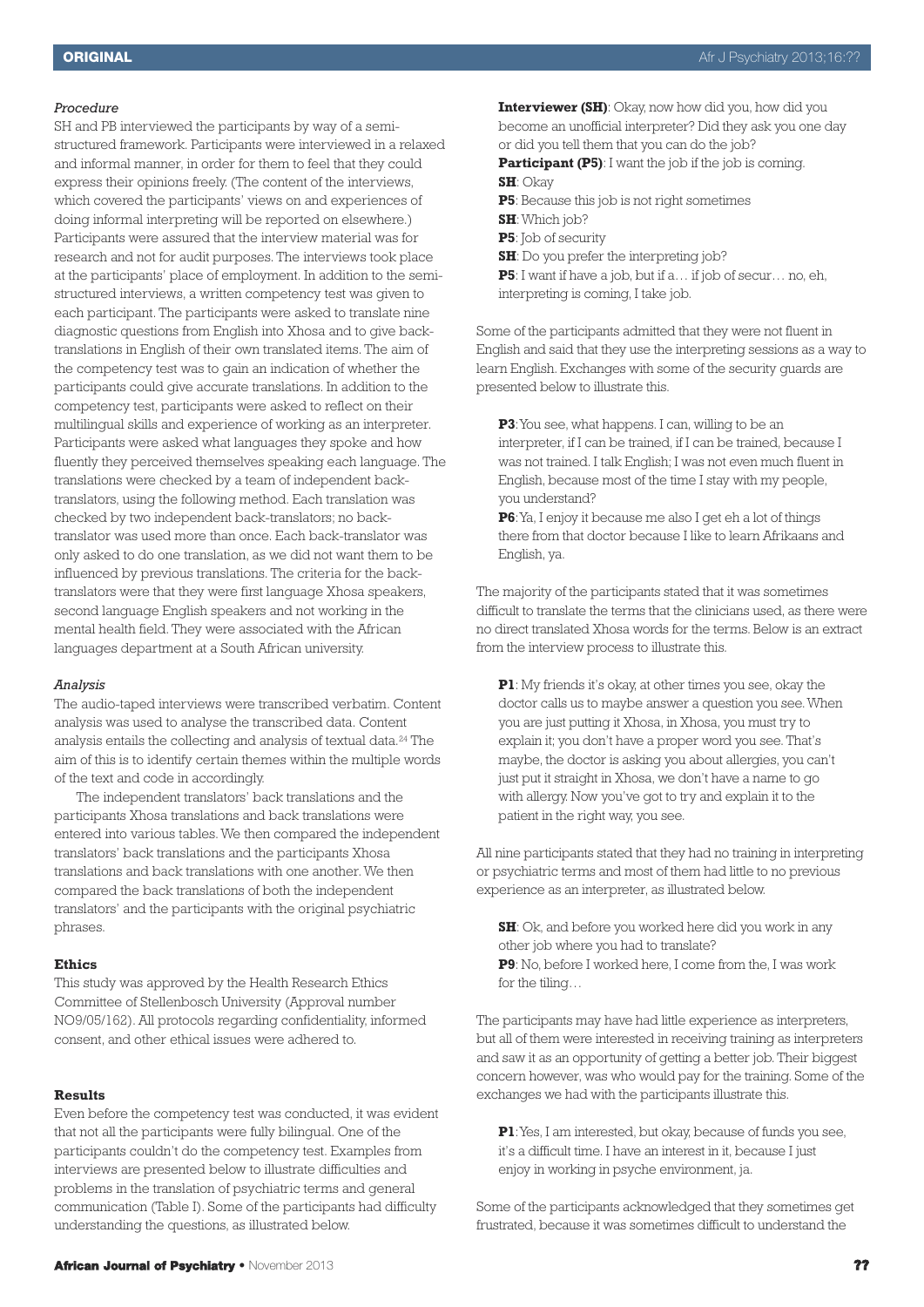*Procedure*

SH and PB interviewed the participants by way of a semi-structured framework. Participants were interviewed in a relaxed and informal manner, in order for them to feel that they could express their opinions freely. (The content of the interviews, which covered the participants' views on and experiences of doing informal interpreting will be reported on elsewhere.) Participants were assured that the interview material was for research and not for audit purposes. The interviews took place at the participants' place of employment. In addition to the semi-structured interviews, a written competency test was given to each participant. The participants were asked to translate nine diagnostic questions from English into Xhosa and to give back-translations in English of their own translated items. The aim of the competency test was to gain an indication of whether the participants could give accurate translations. In addition to the competency test, participants were asked to reflect on their multilingual skills and experience of working as an interpreter. Participants were asked what languages they spoke and how fluently they perceived themselves speaking each language. The translations were checked by a team of independent back-translators, using the following method. Each translation was checked by two independent back-translators; no back-translator was used more than once. Each back-translator was only asked to do one translation, as we did not want them to be influenced by previous translations. The criteria for the back-translators were that they were first language Xhosa speakers, second language English speakers and not working in the mental health field. They were associated with the African languages department at a South African university.

*Analysis*

The audio-taped interviews were transcribed verbatim. Content analysis was used to analyse the transcribed data. Content analysis entails the collecting and analysis of textual data.[24] The aim of this is to identify certain themes within the multiple words of the text and code in accordingly.

The independent translators' back translations and the participants Xhosa translations and back translations were entered into various tables. We then compared the independent translators' back translations and the participants Xhosa translations and back translations with one another. We then compared the back translations of both the independent translators' and the participants with the original psychiatric phrases.

**Ethics**

This study was approved by the Health Research Ethics Committee of Stellenbosch University (Approval number NO9/05/162). All protocols regarding confidentiality, informed consent, and other ethical issues were adhered to.

**Results**

Even before the competency test was conducted, it was evident that not all the participants were fully bilingual. One of the participants couldn't do the competency test. Examples from interviews are presented below to illustrate difficulties and problems in the translation of psychiatric terms and general communication (Table I). Some of the participants had difficulty understanding the questions, as illustrated below.

> **Interviewer (SH)**: Okay, now how did you, how did you become an unofficial interpreter? Did they ask you one day or did you tell them that you can do the job?
> **Participant (P5)**: I want the job if the job is coming.
> **SH**: Okay
> **P5**: Because this job is not right sometimes
> **SH**: Which job?
> **P5**: Job of security
> **SH**: Do you prefer the interpreting job?
> **P5**: I want if have a job, but if a… if job of secur… no, eh, interpreting is coming, I take job.

Some of the participants admitted that they were not fluent in English and said that they use the interpreting sessions as a way to learn English. Exchanges with some of the security guards are presented below to illustrate this.

> **P3**: You see, what happens. I can, willing to be an interpreter, if I can be trained, if I can be trained, because I was not trained. I talk English; I was not even much fluent in English, because most of the time I stay with my people, you understand?
> **P6**: Ya, I enjoy it because me also I get eh a lot of things there from that doctor because I like to learn Afrikaans and English, ya.

The majority of the participants stated that it was sometimes difficult to translate the terms that the clinicians used, as there were no direct translated Xhosa words for the terms. Below is an extract from the interview process to illustrate this.

> **P1**: My friends it's okay, at other times you see, okay the doctor calls us to maybe answer a question you see. When you are just putting it Xhosa, in Xhosa, you must try to explain it; you don't have a proper word you see. That's maybe, the doctor is asking you about allergies, you can't just put it straight in Xhosa, we don't have a name to go with allergy. Now you've got to try and explain it to the patient in the right way, you see.

All nine participants stated that they had no training in interpreting or psychiatric terms and most of them had little to no previous experience as an interpreter, as illustrated below.

> **SH**: Ok, and before you worked here did you work in any other job where you had to translate?
> **P9**: No, before I worked here, I come from the, I was work for the tiling…

The participants may have had little experience as interpreters, but all of them were interested in receiving training as interpreters and saw it as an opportunity of getting a better job. Their biggest concern however, was who would pay for the training. Some of the exchanges we had with the participants illustrate this.

> **P1**: Yes, I am interested, but okay, because of funds you see, it's a difficult time. I have an interest in it, because I just enjoy in working in psyche environment, ja.

Some of the participants acknowledged that they sometimes get frustrated, because it was sometimes difficult to understand the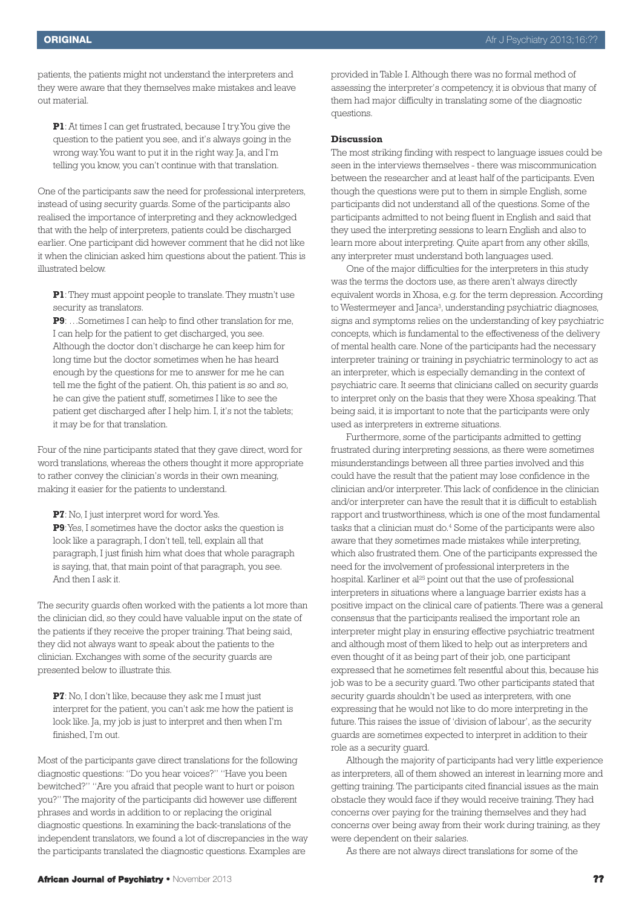patients, the patients might not understand the interpreters and they were aware that they themselves make mistakes and leave out material.

> **P1**: At times I can get frustrated, because I try. You give the question to the patient you see, and it's always going in the wrong way. You want to put it in the right way. Ja, and I'm telling you know, you can't continue with that translation.

One of the participants saw the need for professional interpreters, instead of using security guards. Some of the participants also realised the importance of interpreting and they acknowledged that with the help of interpreters, patients could be discharged earlier. One participant did however comment that he did not like it when the clinician asked him questions about the patient. This is illustrated below.

> **P1**: They must appoint people to translate. They mustn't use security as translators.
> **P9**: …Sometimes I can help to find other translation for me, I can help for the patient to get discharged, you see. Although the doctor don't discharge he can keep him for long time but the doctor sometimes when he has heard enough by the questions for me to answer for me he can tell me the fight of the patient. Oh, this patient is so and so, he can give the patient stuff, sometimes I like to see the patient get discharged after I help him. I, it's not the tablets; it may be for that translation.

Four of the nine participants stated that they gave direct, word for word translations, whereas the others thought it more appropriate to rather convey the clinician's words in their own meaning, making it easier for the patients to understand.

> **P7**: No, I just interpret word for word. Yes.
> **P9**: Yes, I sometimes have the doctor asks the question is look like a paragraph, I don't tell, tell, explain all that paragraph, I just finish him what does that whole paragraph is saying, that, that main point of that paragraph, you see. And then I ask it.

The security guards often worked with the patients a lot more than the clinician did, so they could have valuable input on the state of the patients if they receive the proper training. That being said, they did not always want to speak about the patients to the clinician. Exchanges with some of the security guards are presented below to illustrate this.

> **P7**: No, I don't like, because they ask me I must just interpret for the patient, you can't ask me how the patient is look like. Ja, my job is just to interpret and then when I'm finished, I'm out.

Most of the participants gave direct translations for the following diagnostic questions: "Do you hear voices?" "Have you been bewitched?" "Are you afraid that people want to hurt or poison you?" The majority of the participants did however use different phrases and words in addition to or replacing the original diagnostic questions. In examining the back-translations of the independent translators, we found a lot of discrepancies in the way the participants translated the diagnostic questions. Examples are provided in Table I. Although there was no formal method of assessing the interpreter's competency, it is obvious that many of them had major difficulty in translating some of the diagnostic questions.

## Discussion

The most striking finding with respect to language issues could be seen in the interviews themselves - there was miscommunication between the researcher and at least half of the participants. Even though the questions were put to them in simple English, some participants did not understand all of the questions. Some of the participants admitted to not being fluent in English and said that they used the interpreting sessions to learn English and also to learn more about interpreting. Quite apart from any other skills, any interpreter must understand both languages used.

One of the major difficulties for the interpreters in this study was the terms the doctors use, as there aren't always directly equivalent words in Xhosa, e.g. for the term depression. According to Westermeyer and Janca[3], understanding psychiatric diagnoses, signs and symptoms relies on the understanding of key psychiatric concepts, which is fundamental to the effectiveness of the delivery of mental health care. None of the participants had the necessary interpreter training or training in psychiatric terminology to act as an interpreter, which is especially demanding in the context of psychiatric care. It seems that clinicians called on security guards to interpret only on the basis that they were Xhosa speaking. That being said, it is important to note that the participants were only used as interpreters in extreme situations.

Furthermore, some of the participants admitted to getting frustrated during interpreting sessions, as there were sometimes misunderstandings between all three parties involved and this could have the result that the patient may lose confidence in the clinician and/or interpreter. This lack of confidence in the clinician and/or interpreter can have the result that it is difficult to establish rapport and trustworthiness, which is one of the most fundamental tasks that a clinician must do.[4] Some of the participants were also aware that they sometimes made mistakes while interpreting, which also frustrated them. One of the participants expressed the need for the involvement of professional interpreters in the hospital. Karliner et al[25] point out that the use of professional interpreters in situations where a language barrier exists has a positive impact on the clinical care of patients. There was a general consensus that the participants realised the important role an interpreter might play in ensuring effective psychiatric treatment and although most of them liked to help out as interpreters and even thought of it as being part of their job, one participant expressed that he sometimes felt resentful about this, because his job was to be a security guard. Two other participants stated that security guards shouldn't be used as interpreters, with one expressing that he would not like to do more interpreting in the future. This raises the issue of 'division of labour', as the security guards are sometimes expected to interpret in addition to their role as a security guard.

Although the majority of participants had very little experience as interpreters, all of them showed an interest in learning more and getting training. The participants cited financial issues as the main obstacle they would face if they would receive training. They had concerns over paying for the training themselves and they had concerns over being away from their work during training, as they were dependent on their salaries.

As there are not always direct translations for some of the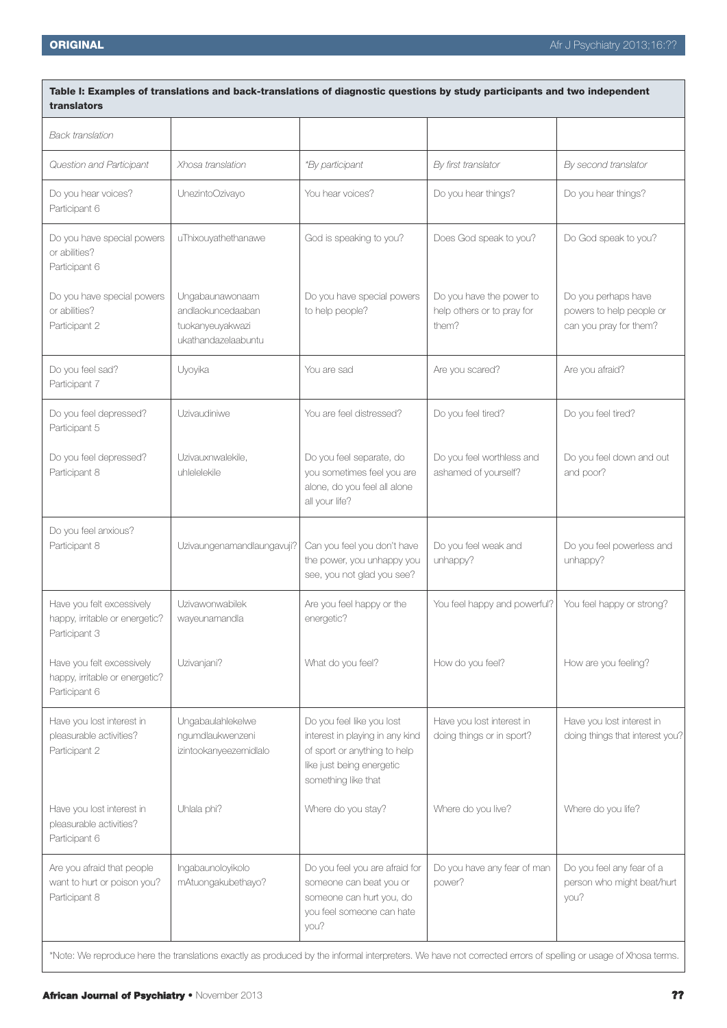**Table I: Examples of translations and back-translations of diagnostic questions by study participants and two independent translators**

| | | Back translation | | |
|---|---|---|---|---|
| *Question and Participant* | *Xhosa translation* | *\*By participant* | *By first translator* | *By second translator* |
| Do you hear voices? Participant 6 | UnezintoOzivayo | You hear voices? | Do you hear things? | Do you hear things? |
| Do you have special powers or abilities? Participant 6 | uThixouyathethanawe | God is speaking to you? | Does God speak to you? | Do God speak to you? |
| Do you have special powers or abilities? Participant 2 | Ungabaunawonaam andlaokuncedaaban tuokanyeuyakwazi ukathandazelaabuntu | Do you have special powers to help people? | Do you have the power to help others or to pray for them? | Do you perhaps have powers to help people or can you pray for them? |
| Do you feel sad? Participant 7 | Uyoyika | You are sad | Are you scared? | Are you afraid? |
| Do you feel depressed? Participant 5 | Uzivaudiniwe | You are feel distressed? | Do you feel tired? | Do you feel tired? |
| Do you feel depressed? Participant 8 | Uzivauxnwalekile, uhlelelekile | Do you feel separate, do you sometimes feel you are alone, do you feel all alone all your life? | Do you feel worthless and ashamed of yourself? | Do you feel down and out and poor? |
| Do you feel anxious? Participant 8 | Uzivaungenamandlaungavuji? | Can you feel you don't have the power, you unhappy you see, you not glad you see? | Do you feel weak and unhappy? | Do you feel powerless and unhappy? |
| Have you felt excessively happy, irritable or energetic? Participant 3 | Uzivawonwabilek wayeunamandla | Are you feel happy or the energetic? | You feel happy and powerful? | You feel happy or strong? |
| Have you felt excessively happy, irritable or energetic? Participant 6 | Uzivanjani? | What do you feel? | How do you feel? | How are you feeling? |
| Have you lost interest in pleasurable activities? Participant 2 | Ungabaulahlekelwe ngumdlaukwenzeni izintookanyeezemidlalo | Do you feel like you lost interest in playing in any kind of sport or anything to help like just being energetic something like that | Have you lost interest in doing things or in sport? | Have you lost interest in doing things that interest you? |
| Have you lost interest in pleasurable activities? Participant 6 | Uhlala phi? | Where do you stay? | Where do you live? | Where do you life? |
| Are you afraid that people want to hurt or poison you? Participant 8 | Ingabaunoloyikolo mAtuongakubethayo? | Do you feel you are afraid for someone can beat you or someone can hurt you, do you feel someone can hate you? | Do you have any fear of man power? | Do you feel any fear of a person who might beat/hurt you? |

*Note: We reproduce here the translations exactly as produced by the informal interpreters. We have not corrected errors of spelling or usage of Xhosa terms.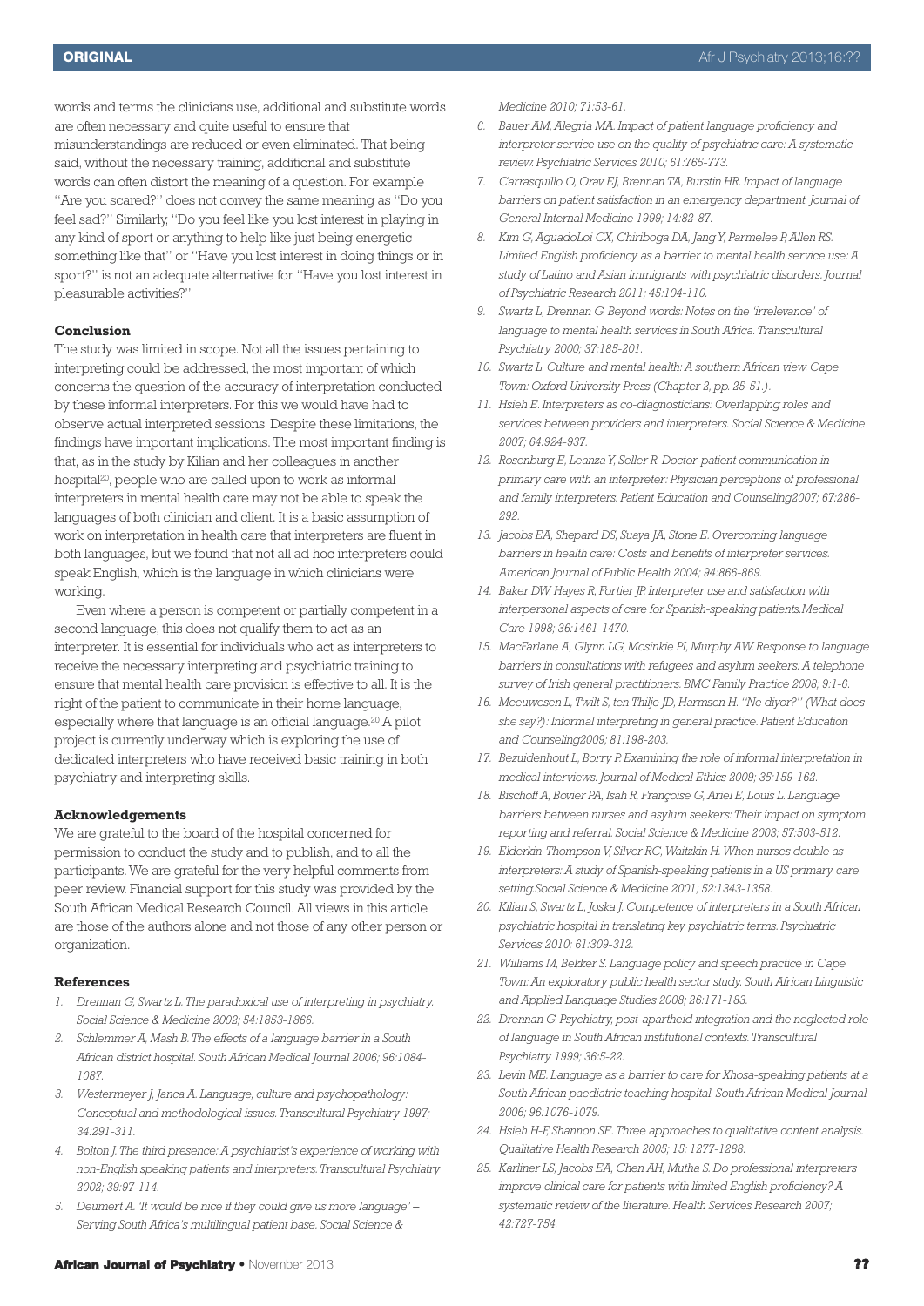words and terms the clinicians use, additional and substitute words are often necessary and quite useful to ensure that misunderstandings are reduced or even eliminated. That being said, without the necessary training, additional and substitute words can often distort the meaning of a question. For example "Are you scared?" does not convey the same meaning as "Do you feel sad?" Similarly, "Do you feel like you lost interest in playing in any kind of sport or anything to help like just being energetic something like that" or "Have you lost interest in doing things or in sport?" is not an adequate alternative for "Have you lost interest in pleasurable activities?"

### Conclusion

The study was limited in scope. Not all the issues pertaining to interpreting could be addressed, the most important of which concerns the question of the accuracy of interpretation conducted by these informal interpreters. For this we would have had to observe actual interpreted sessions. Despite these limitations, the findings have important implications. The most important finding is that, as in the study by Kilian and her colleagues in another hospital[20], people who are called upon to work as informal interpreters in mental health care may not be able to speak the languages of both clinician and client. It is a basic assumption of work on interpretation in health care that interpreters are fluent in both languages, but we found that not all ad hoc interpreters could speak English, which is the language in which clinicians were working.

Even where a person is competent or partially competent in a second language, this does not qualify them to act as an interpreter. It is essential for individuals who act as interpreters to receive the necessary interpreting and psychiatric training to ensure that mental health care provision is effective to all. It is the right of the patient to communicate in their home language, especially where that language is an official language.[20] A pilot project is currently underway which is exploring the use of dedicated interpreters who have received basic training in both psychiatry and interpreting skills.

### Acknowledgements

We are grateful to the board of the hospital concerned for permission to conduct the study and to publish, and to all the participants. We are grateful for the very helpful comments from peer review. Financial support for this study was provided by the South African Medical Research Council. All views in this article are those of the authors alone and not those of any other person or organization.

### References

1. *Drennan G, Swartz L. The paradoxical use of interpreting in psychiatry. Social Science & Medicine 2002; 54:1853-1866.*
2. *Schlemmer A, Mash B. The effects of a language barrier in a South African district hospital. South African Medical Journal 2006; 96:1084-1087.*
3. *Westermeyer J, Janca A. Language, culture and psychopathology: Conceptual and methodological issues. Transcultural Psychiatry 1997; 34:291-311.*
4. *Bolton J. The third presence: A psychiatrist's experience of working with non-English speaking patients and interpreters. Transcultural Psychiatry 2002; 39:97-114.*
5. *Deumert A. 'It would be nice if they could give us more language' – Serving South Africa's multilingual patient base. Social Science & Medicine 2010; 71:53-61.*
6. *Bauer AM, Alegria MA. Impact of patient language proficiency and interpreter service use on the quality of psychiatric care: A systematic review. Psychiatric Services 2010; 61:765-773.*
7. *Carrasquillo O, Orav EJ, Brennan TA, Burstin HR. Impact of language barriers on patient satisfaction in an emergency department. Journal of General Internal Medicine 1999; 14:82-87.*
8. *Kim G, AguadoLoi CX, Chiriboga DA, Jang Y, Parmelee P, Allen RS. Limited English proficiency as a barrier to mental health service use: A study of Latino and Asian immigrants with psychiatric disorders. Journal of Psychiatric Research 2011; 45:104-110.*
9. *Swartz L, Drennan G. Beyond words: Notes on the 'irrelevance' of language to mental health services in South Africa. Transcultural Psychiatry 2000; 37:185-201.*
10. *Swartz L. Culture and mental health: A southern African view. Cape Town: Oxford University Press (Chapter 2, pp. 25-51.).*
11. *Hsieh E. Interpreters as co-diagnosticians: Overlapping roles and services between providers and interpreters. Social Science & Medicine 2007; 64:924-937.*
12. *Rosenburg E, Leanza Y, Seller R. Doctor-patient communication in primary care with an interpreter: Physician perceptions of professional and family interpreters. Patient Education and Counseling2007; 67:286-292.*
13. *Jacobs EA, Shepard DS, Suaya JA, Stone E. Overcoming language barriers in health care: Costs and benefits of interpreter services. American Journal of Public Health 2004; 94:866-869.*
14. *Baker DW, Hayes R, Fortier JP. Interpreter use and satisfaction with interpersonal aspects of care for Spanish-speaking patients.Medical Care 1998; 36:1461-1470.*
15. *MacFarlane A, Glynn LG, Mosinkie PI, Murphy AW. Response to language barriers in consultations with refugees and asylum seekers: A telephone survey of Irish general practitioners. BMC Family Practice 2008; 9:1-6.*
16. *Meeuwesen L, Twilt S, ten Thilje JD, Harmsen H. "Ne diyor?" (What does she say?): Informal interpreting in general practice. Patient Education and Counseling2009; 81:198-203.*
17. *Bezuidenhout L, Borry P. Examining the role of informal interpretation in medical interviews. Journal of Medical Ethics 2009; 35:159-162.*
18. *Bischoff A, Bovier PA, Isah R, Françoise G, Ariel E, Louis L. Language barriers between nurses and asylum seekers: Their impact on symptom reporting and referral. Social Science & Medicine 2003; 57:503-512.*
19. *Elderkin-Thompson V, Silver RC, Waitzkin H. When nurses double as interpreters: A study of Spanish-speaking patients in a US primary care setting.Social Science & Medicine 2001; 52:1343-1358.*
20. *Kilian S, Swartz L, Joska J. Competence of interpreters in a South African psychiatric hospital in translating key psychiatric terms. Psychiatric Services 2010; 61:309-312.*
21. *Williams M, Bekker S. Language policy and speech practice in Cape Town: An exploratory public health sector study. South African Linguistic and Applied Language Studies 2008; 26:171-183.*
22. *Drennan G. Psychiatry, post-apartheid integration and the neglected role of language in South African institutional contexts. Transcultural Psychiatry 1999; 36:5-22.*
23. *Levin ME. Language as a barrier to care for Xhosa-speaking patients at a South African paediatric teaching hospital. South African Medical Journal 2006; 96:1076-1079.*
24. *Hsieh H-F, Shannon SE. Three approaches to qualitative content analysis. Qualitative Health Research 2005; 15: 1277-1288.*
25. *Karliner LS, Jacobs EA, Chen AH, Mutha S. Do professional interpreters improve clinical care for patients with limited English proficiency? A systematic review of the literature. Health Services Research 2007; 42:727-754.*